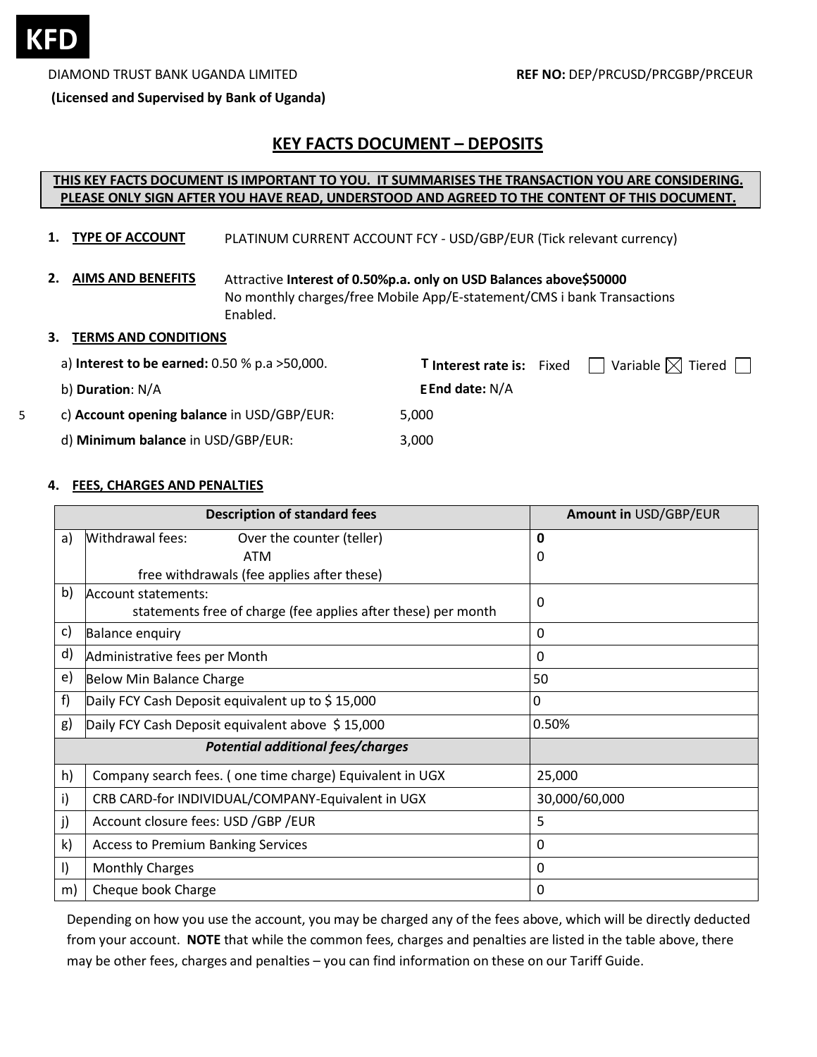**KFD**

DIAMOND TRUST BANK UGANDA LIMITED

**(Licensed and Supervised by Bank of Uganda)**

**REF NO:** DEP/PRCUSD/PRCGBP/PRCEUR

# KEY FACTS DOCUMENT – DEPOSITS

**THIS KEY FACTS DOCUMENT IS IMPORTANT TO YOU. IT SUMMARISES THE TRANSACTION YOU ARE CONSIDERING. PLEASE ONLY SIGN AFTER YOU HAVE READ, UNDERSTOOD AND AGREED TO THE CONTENT OF THIS DOCUMENT.**

1. **TYPE OF ACCOUNT** PLATINUM CURRENT ACCOUNT FCY - USD/GBP/EUR (Tick relevant currency)

2. **AIMS AND BENEFITS** Attractive **Interest of 0.50%p.a. only on USD Balances above$50000**
   No monthly charges/free Mobile App/E-statement/CMS i bank Transactions Enabled.

3. **TERMS AND CONDITIONS**

   a) **Interest to be earned:** 0.50 % p.a >50,000.

   **Interest rate is:** Fixed ☐ Variable ☒ Tiered ☐

   b) **Duration**: N/A

   **End date:** N/A

   c) **Account opening balance** in USD/GBP/EUR: 5,000

   d) **Minimum balance** in USD/GBP/EUR: 3,000

4. **FEES, CHARGES AND PENALTIES**

| | Description of standard fees | Amount in USD/GBP/EUR |
|---|---|---|
| a) | Withdrawal fees: Over the counter (teller) | **0** |
| | ATM | 0 |
| | free withdrawals (fee applies after these) | |
| b) | Account statements: statements free of charge (fee applies after these) per month | 0 |
| c) | Balance enquiry | 0 |
| d) | Administrative fees per Month | 0 |
| e) | Below Min Balance Charge | 50 |
| f) | Daily FCY Cash Deposit equivalent up to $ 15,000 | 0 |
| g) | Daily FCY Cash Deposit equivalent above $ 15,000 | 0.50% |
| | ***Potential additional fees/charges*** | |
| h) | Company search fees. ( one time charge) Equivalent in UGX | 25,000 |
| i) | CRB CARD-for INDIVIDUAL/COMPANY-Equivalent in UGX | 30,000/60,000 |
| j) | Account closure fees: USD /GBP /EUR | 5 |
| k) | Access to Premium Banking Services | 0 |
| l) | Monthly Charges | 0 |
| m) | Cheque book Charge | 0 |

Depending on how you use the account, you may be charged any of the fees above, which will be directly deducted from your account. **NOTE** that while the common fees, charges and penalties are listed in the table above, there may be other fees, charges and penalties – you can find information on these on our Tariff Guide.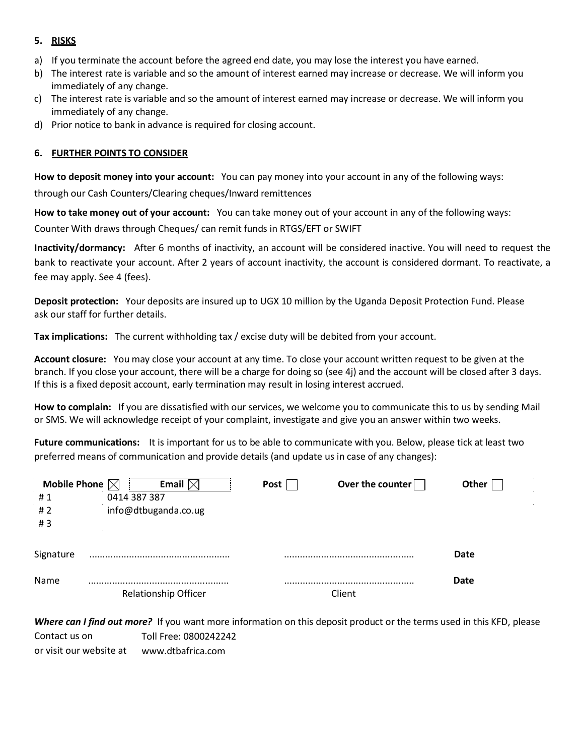## 5. RISKS

a) If you terminate the account before the agreed end date, you may lose the interest you have earned.
b) The interest rate is variable and so the amount of interest earned may increase or decrease. We will inform you immediately of any change.
c) The interest rate is variable and so the amount of interest earned may increase or decrease. We will inform you immediately of any change.
d) Prior notice to bank in advance is required for closing account.

## 6. FURTHER POINTS TO CONSIDER

**How to deposit money into your account:** You can pay money into your account in any of the following ways: through our Cash Counters/Clearing cheques/Inward remittences

**How to take money out of your account:** You can take money out of your account in any of the following ways: Counter With draws through Cheques/ can remit funds in RTGS/EFT or SWIFT

**Inactivity/dormancy:** After 6 months of inactivity, an account will be considered inactive. You will need to request the bank to reactivate your account. After 2 years of account inactivity, the account is considered dormant. To reactivate, a fee may apply. See 4 (fees).

**Deposit protection:** Your deposits are insured up to UGX 10 million by the Uganda Deposit Protection Fund. Please ask our staff for further details.

**Tax implications:** The current withholding tax / excise duty will be debited from your account.

**Account closure:** You may close your account at any time. To close your account written request to be given at the branch. If you close your account, there will be a charge for doing so (see 4j) and the account will be closed after 3 days. If this is a fixed deposit account, early termination may result in losing interest accrued.

**How to complain:** If you are dissatisfied with our services, we welcome you to communicate this to us by sending Mail or SMS. We will acknowledge receipt of your complaint, investigate and give you an answer within two weeks.

**Future communications:** It is important for us to be able to communicate with you. Below, please tick at least two preferred means of communication and provide details (and update us in case of any changes):

**Mobile Phone** ☒ **Email** ☒ **Post** ☐ **Over the counter** ☐ **Other** ☐

#1 0414 387 387
#2 info@dtbuganda.co.ug
#3

Signature .................................................... .................................................... **Date**

Name .................................................... .................................................... **Date**

Relationship Officer Client

***Where can I find out more?*** If you want more information on this deposit product or the terms used in this KFD, please
Contact us on Toll Free: 0800242242
or visit our website at www.dtbafrica.com